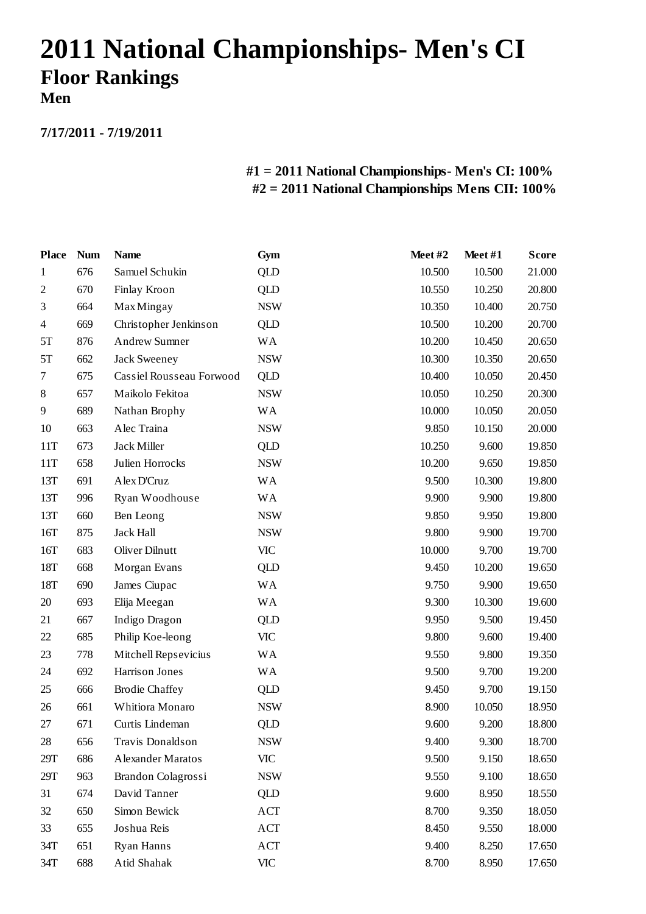# 2011 National Championships- Men's CI

## Floor Rankings

### Men

**7/17/2011 - 7/19/2011**

**#1 = 2011 National Championships- Men's CI: 100%**
**#2 = 2011 National Championships Mens CII: 100%**

| Place | Num | Name | Gym | Meet #2 | Meet #1 | Score |
|---|---|---|---|---|---|---|
| 1 | 676 | Samuel Schukin | QLD | 10.500 | 10.500 | 21.000 |
| 2 | 670 | Finlay Kroon | QLD | 10.550 | 10.250 | 20.800 |
| 3 | 664 | Max Mingay | NSW | 10.350 | 10.400 | 20.750 |
| 4 | 669 | Christopher Jenkinson | QLD | 10.500 | 10.200 | 20.700 |
| 5T | 876 | Andrew Sumner | WA | 10.200 | 10.450 | 20.650 |
| 5T | 662 | Jack Sweeney | NSW | 10.300 | 10.350 | 20.650 |
| 7 | 675 | Cassiel Rousseau Forwood | QLD | 10.400 | 10.050 | 20.450 |
| 8 | 657 | Maikolo Fekitoa | NSW | 10.050 | 10.250 | 20.300 |
| 9 | 689 | Nathan Brophy | WA | 10.000 | 10.050 | 20.050 |
| 10 | 663 | Alec Traina | NSW | 9.850 | 10.150 | 20.000 |
| 11T | 673 | Jack Miller | QLD | 10.250 | 9.600 | 19.850 |
| 11T | 658 | Julien Horrocks | NSW | 10.200 | 9.650 | 19.850 |
| 13T | 691 | Alex D'Cruz | WA | 9.500 | 10.300 | 19.800 |
| 13T | 996 | Ryan Woodhouse | WA | 9.900 | 9.900 | 19.800 |
| 13T | 660 | Ben Leong | NSW | 9.850 | 9.950 | 19.800 |
| 16T | 875 | Jack Hall | NSW | 9.800 | 9.900 | 19.700 |
| 16T | 683 | Oliver Dilnutt | VIC | 10.000 | 9.700 | 19.700 |
| 18T | 668 | Morgan Evans | QLD | 9.450 | 10.200 | 19.650 |
| 18T | 690 | James Ciupac | WA | 9.750 | 9.900 | 19.650 |
| 20 | 693 | Elija Meegan | WA | 9.300 | 10.300 | 19.600 |
| 21 | 667 | Indigo Dragon | QLD | 9.950 | 9.500 | 19.450 |
| 22 | 685 | Philip Koe-leong | VIC | 9.800 | 9.600 | 19.400 |
| 23 | 778 | Mitchell Repsevicius | WA | 9.550 | 9.800 | 19.350 |
| 24 | 692 | Harrison Jones | WA | 9.500 | 9.700 | 19.200 |
| 25 | 666 | Brodie Chaffey | QLD | 9.450 | 9.700 | 19.150 |
| 26 | 661 | Whitiora Monaro | NSW | 8.900 | 10.050 | 18.950 |
| 27 | 671 | Curtis Lindeman | QLD | 9.600 | 9.200 | 18.800 |
| 28 | 656 | Travis Donaldson | NSW | 9.400 | 9.300 | 18.700 |
| 29T | 686 | Alexander Maratos | VIC | 9.500 | 9.150 | 18.650 |
| 29T | 963 | Brandon Colagrossi | NSW | 9.550 | 9.100 | 18.650 |
| 31 | 674 | David Tanner | QLD | 9.600 | 8.950 | 18.550 |
| 32 | 650 | Simon Bewick | ACT | 8.700 | 9.350 | 18.050 |
| 33 | 655 | Joshua Reis | ACT | 8.450 | 9.550 | 18.000 |
| 34T | 651 | Ryan Hanns | ACT | 9.400 | 8.250 | 17.650 |
| 34T | 688 | Atid Shahak | VIC | 8.700 | 8.950 | 17.650 |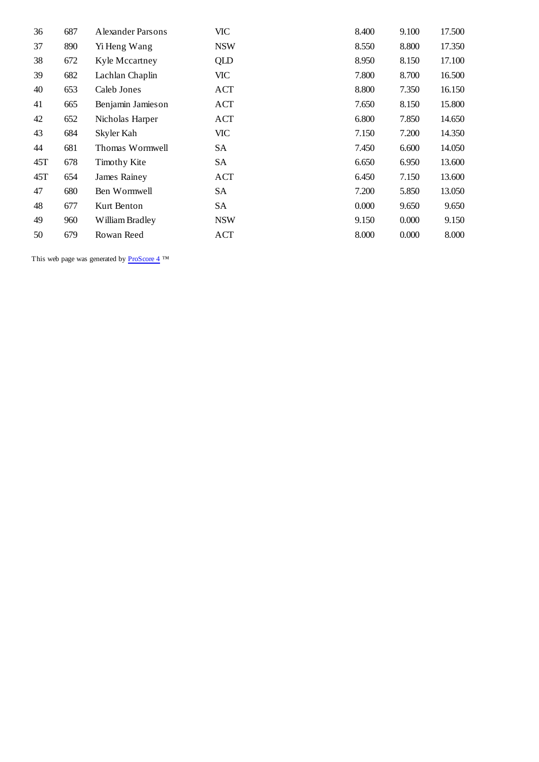| | | | | | | |
|---|---|---|---|---|---|---|
| 36 | 687 | Alexander Parsons | VIC | 8.400 | 9.100 | 17.500 |
| 37 | 890 | Yi Heng Wang | NSW | 8.550 | 8.800 | 17.350 |
| 38 | 672 | Kyle Mccartney | QLD | 8.950 | 8.150 | 17.100 |
| 39 | 682 | Lachlan Chaplin | VIC | 7.800 | 8.700 | 16.500 |
| 40 | 653 | Caleb Jones | ACT | 8.800 | 7.350 | 16.150 |
| 41 | 665 | Benjamin Jamieson | ACT | 7.650 | 8.150 | 15.800 |
| 42 | 652 | Nicholas Harper | ACT | 6.800 | 7.850 | 14.650 |
| 43 | 684 | Skyler Kah | VIC | 7.150 | 7.200 | 14.350 |
| 44 | 681 | Thomas Wormwell | SA | 7.450 | 6.600 | 14.050 |
| 45T | 678 | Timothy Kite | SA | 6.650 | 6.950 | 13.600 |
| 45T | 654 | James Rainey | ACT | 6.450 | 7.150 | 13.600 |
| 47 | 680 | Ben Wormwell | SA | 7.200 | 5.850 | 13.050 |
| 48 | 677 | Kurt Benton | SA | 0.000 | 9.650 | 9.650 |
| 49 | 960 | William Bradley | NSW | 9.150 | 0.000 | 9.150 |
| 50 | 679 | Rowan Reed | ACT | 8.000 | 0.000 | 8.000 |

This web page was generated by ProScore 4 ™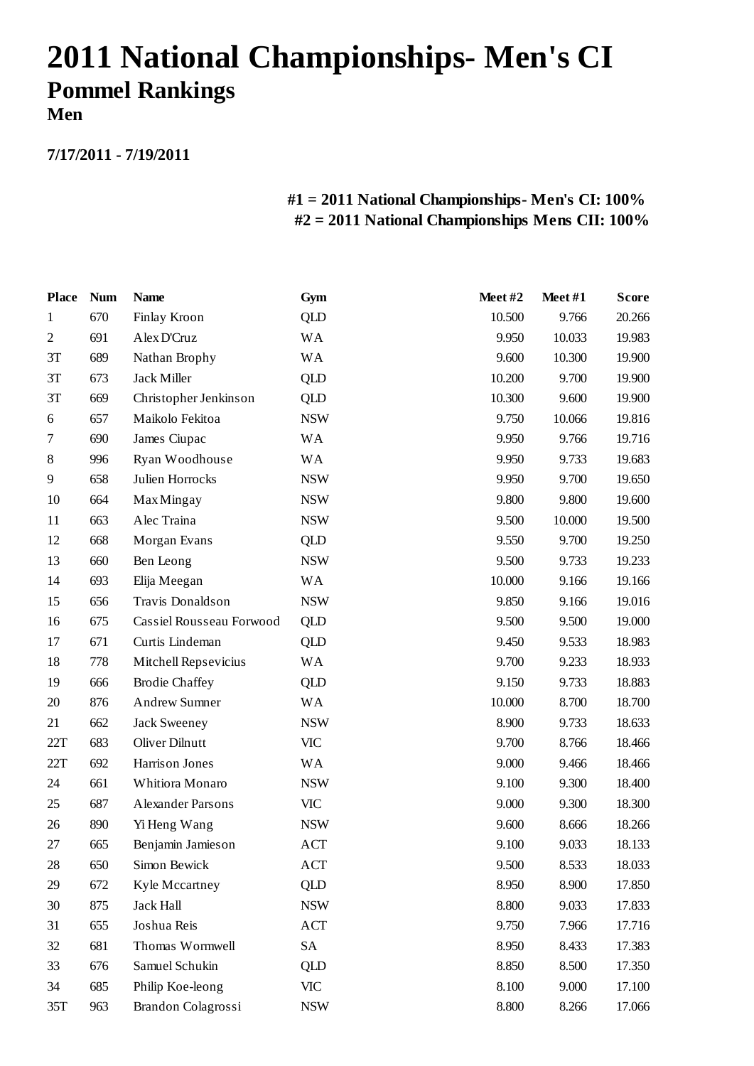# 2011 National Championships- Men's CI

## Pommel Rankings

### Men

**7/17/2011 - 7/19/2011**

**#1 = 2011 National Championships- Men's CI: 100%**
**#2 = 2011 National Championships Mens CII: 100%**

| Place | Num | Name | Gym | Meet #2 | Meet #1 | Score |
|---|---|---|---|---|---|---|
| 1 | 670 | Finlay Kroon | QLD | 10.500 | 9.766 | 20.266 |
| 2 | 691 | Alex D'Cruz | WA | 9.950 | 10.033 | 19.983 |
| 3T | 689 | Nathan Brophy | WA | 9.600 | 10.300 | 19.900 |
| 3T | 673 | Jack Miller | QLD | 10.200 | 9.700 | 19.900 |
| 3T | 669 | Christopher Jenkinson | QLD | 10.300 | 9.600 | 19.900 |
| 6 | 657 | Maikolo Fekitoa | NSW | 9.750 | 10.066 | 19.816 |
| 7 | 690 | James Ciupac | WA | 9.950 | 9.766 | 19.716 |
| 8 | 996 | Ryan Woodhouse | WA | 9.950 | 9.733 | 19.683 |
| 9 | 658 | Julien Horrocks | NSW | 9.950 | 9.700 | 19.650 |
| 10 | 664 | Max Mingay | NSW | 9.800 | 9.800 | 19.600 |
| 11 | 663 | Alec Traina | NSW | 9.500 | 10.000 | 19.500 |
| 12 | 668 | Morgan Evans | QLD | 9.550 | 9.700 | 19.250 |
| 13 | 660 | Ben Leong | NSW | 9.500 | 9.733 | 19.233 |
| 14 | 693 | Elija Meegan | WA | 10.000 | 9.166 | 19.166 |
| 15 | 656 | Travis Donaldson | NSW | 9.850 | 9.166 | 19.016 |
| 16 | 675 | Cassiel Rousseau Forwood | QLD | 9.500 | 9.500 | 19.000 |
| 17 | 671 | Curtis Lindeman | QLD | 9.450 | 9.533 | 18.983 |
| 18 | 778 | Mitchell Repsevicius | WA | 9.700 | 9.233 | 18.933 |
| 19 | 666 | Brodie Chaffey | QLD | 9.150 | 9.733 | 18.883 |
| 20 | 876 | Andrew Sumner | WA | 10.000 | 8.700 | 18.700 |
| 21 | 662 | Jack Sweeney | NSW | 8.900 | 9.733 | 18.633 |
| 22T | 683 | Oliver Dilnutt | VIC | 9.700 | 8.766 | 18.466 |
| 22T | 692 | Harrison Jones | WA | 9.000 | 9.466 | 18.466 |
| 24 | 661 | Whitiora Monaro | NSW | 9.100 | 9.300 | 18.400 |
| 25 | 687 | Alexander Parsons | VIC | 9.000 | 9.300 | 18.300 |
| 26 | 890 | Yi Heng Wang | NSW | 9.600 | 8.666 | 18.266 |
| 27 | 665 | Benjamin Jamieson | ACT | 9.100 | 9.033 | 18.133 |
| 28 | 650 | Simon Bewick | ACT | 9.500 | 8.533 | 18.033 |
| 29 | 672 | Kyle Mccartney | QLD | 8.950 | 8.900 | 17.850 |
| 30 | 875 | Jack Hall | NSW | 8.800 | 9.033 | 17.833 |
| 31 | 655 | Joshua Reis | ACT | 9.750 | 7.966 | 17.716 |
| 32 | 681 | Thomas Wormwell | SA | 8.950 | 8.433 | 17.383 |
| 33 | 676 | Samuel Schukin | QLD | 8.850 | 8.500 | 17.350 |
| 34 | 685 | Philip Koe-leong | VIC | 8.100 | 9.000 | 17.100 |
| 35T | 963 | Brandon Colagrossi | NSW | 8.800 | 8.266 | 17.066 |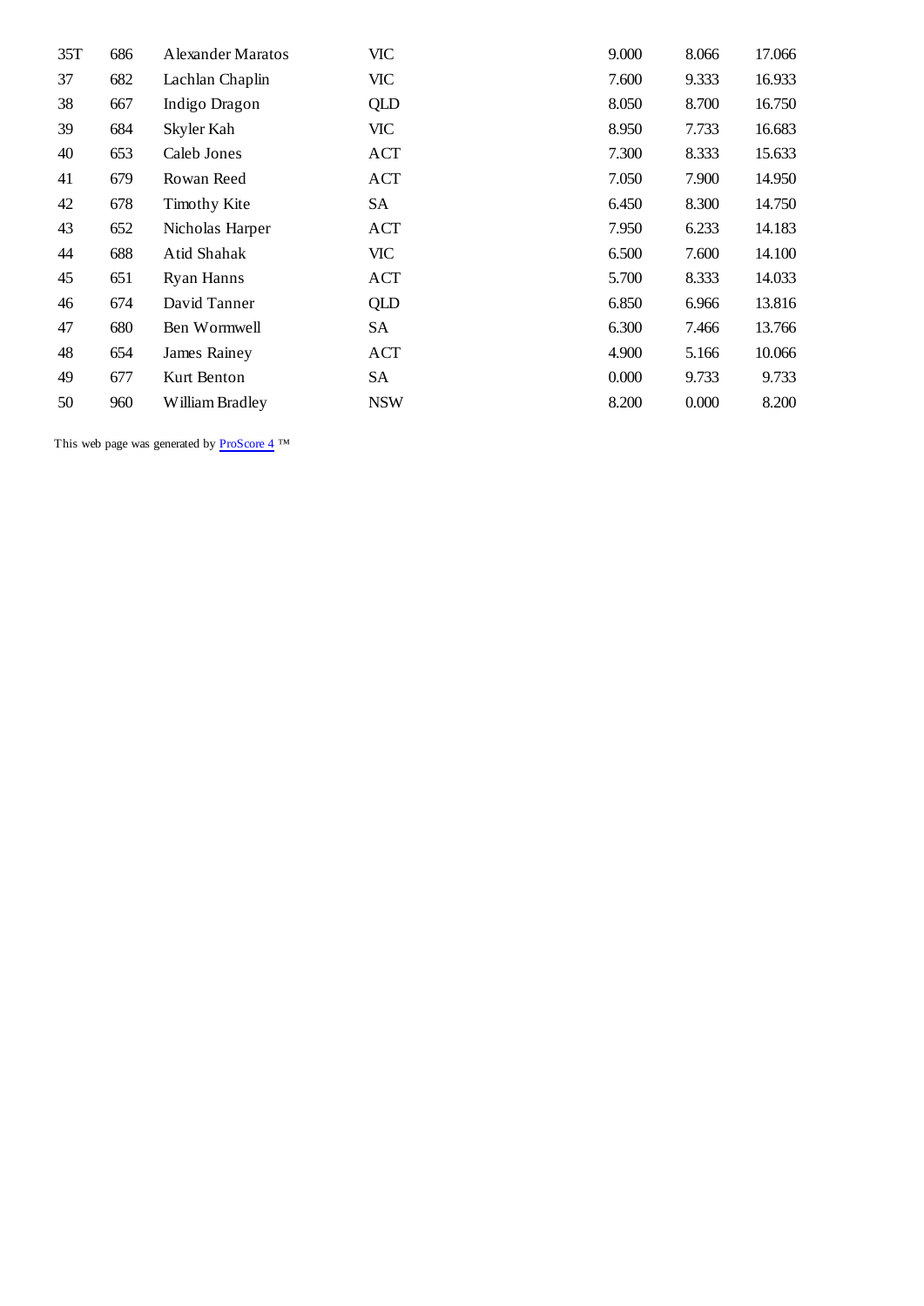| | | | | | | |
|---|---|---|---|---|---|---|
| 35T | 686 | Alexander Maratos | VIC | 9.000 | 8.066 | 17.066 |
| 37 | 682 | Lachlan Chaplin | VIC | 7.600 | 9.333 | 16.933 |
| 38 | 667 | Indigo Dragon | QLD | 8.050 | 8.700 | 16.750 |
| 39 | 684 | Skyler Kah | VIC | 8.950 | 7.733 | 16.683 |
| 40 | 653 | Caleb Jones | ACT | 7.300 | 8.333 | 15.633 |
| 41 | 679 | Rowan Reed | ACT | 7.050 | 7.900 | 14.950 |
| 42 | 678 | Timothy Kite | SA | 6.450 | 8.300 | 14.750 |
| 43 | 652 | Nicholas Harper | ACT | 7.950 | 6.233 | 14.183 |
| 44 | 688 | Atid Shahak | VIC | 6.500 | 7.600 | 14.100 |
| 45 | 651 | Ryan Hanns | ACT | 5.700 | 8.333 | 14.033 |
| 46 | 674 | David Tanner | QLD | 6.850 | 6.966 | 13.816 |
| 47 | 680 | Ben Wormwell | SA | 6.300 | 7.466 | 13.766 |
| 48 | 654 | James Rainey | ACT | 4.900 | 5.166 | 10.066 |
| 49 | 677 | Kurt Benton | SA | 0.000 | 9.733 | 9.733 |
| 50 | 960 | William Bradley | NSW | 8.200 | 0.000 | 8.200 |

This web page was generated by ProScore 4 ™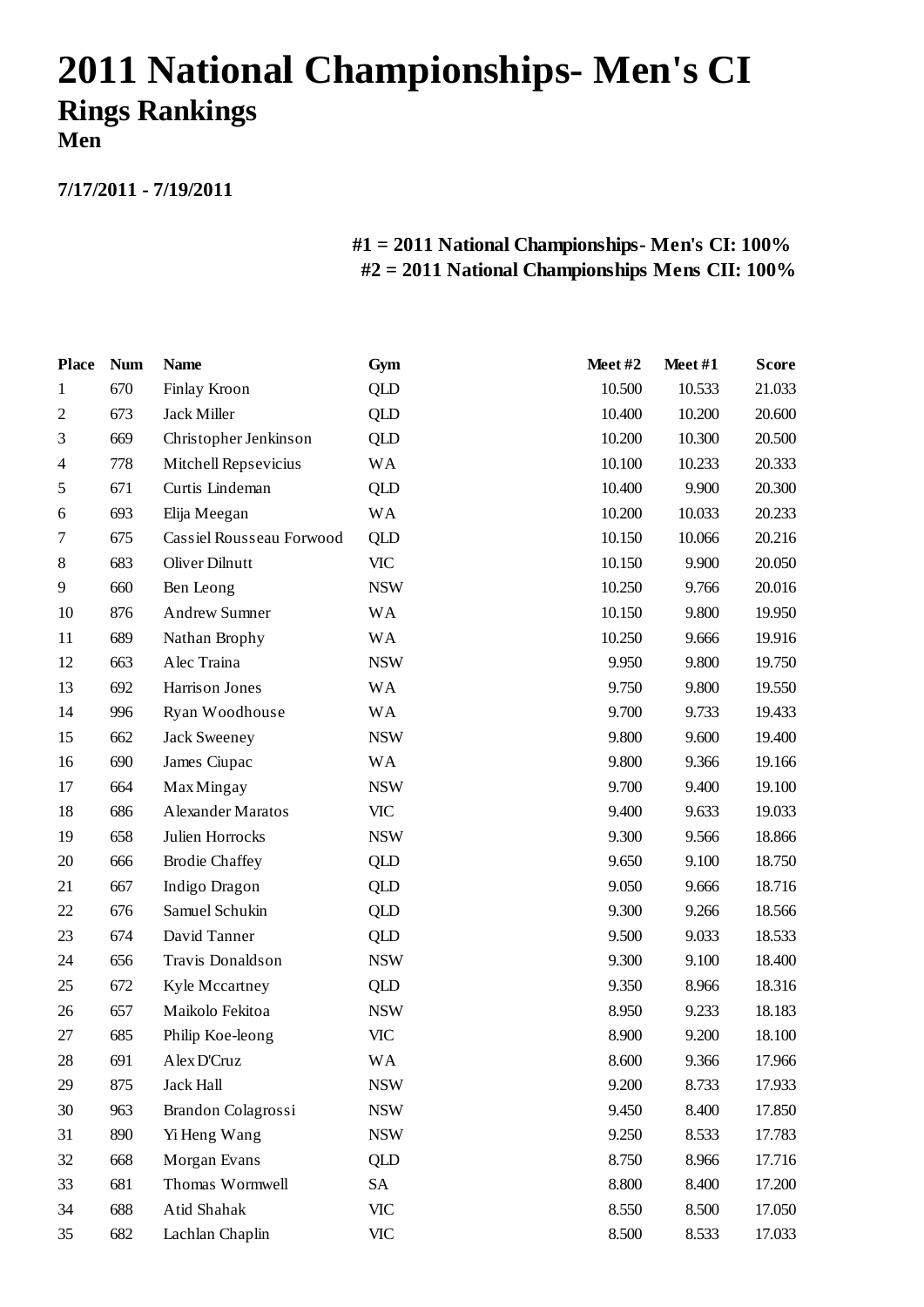# 2011 National Championships- Men's CI

## Rings Rankings

### Men

**7/17/2011 - 7/19/2011**

**#1 = 2011 National Championships- Men's CI: 100%**
**#2 = 2011 National Championships Mens CII: 100%**

| Place | Num | Name | Gym | Meet #2 | Meet #1 | Score |
|---|---|---|---|---|---|---|
| 1 | 670 | Finlay Kroon | QLD | 10.500 | 10.533 | 21.033 |
| 2 | 673 | Jack Miller | QLD | 10.400 | 10.200 | 20.600 |
| 3 | 669 | Christopher Jenkinson | QLD | 10.200 | 10.300 | 20.500 |
| 4 | 778 | Mitchell Repsevicius | WA | 10.100 | 10.233 | 20.333 |
| 5 | 671 | Curtis Lindeman | QLD | 10.400 | 9.900 | 20.300 |
| 6 | 693 | Elija Meegan | WA | 10.200 | 10.033 | 20.233 |
| 7 | 675 | Cassiel Rousseau Forwood | QLD | 10.150 | 10.066 | 20.216 |
| 8 | 683 | Oliver Dilnutt | VIC | 10.150 | 9.900 | 20.050 |
| 9 | 660 | Ben Leong | NSW | 10.250 | 9.766 | 20.016 |
| 10 | 876 | Andrew Sumner | WA | 10.150 | 9.800 | 19.950 |
| 11 | 689 | Nathan Brophy | WA | 10.250 | 9.666 | 19.916 |
| 12 | 663 | Alec Traina | NSW | 9.950 | 9.800 | 19.750 |
| 13 | 692 | Harrison Jones | WA | 9.750 | 9.800 | 19.550 |
| 14 | 996 | Ryan Woodhouse | WA | 9.700 | 9.733 | 19.433 |
| 15 | 662 | Jack Sweeney | NSW | 9.800 | 9.600 | 19.400 |
| 16 | 690 | James Ciupac | WA | 9.800 | 9.366 | 19.166 |
| 17 | 664 | Max Mingay | NSW | 9.700 | 9.400 | 19.100 |
| 18 | 686 | Alexander Maratos | VIC | 9.400 | 9.633 | 19.033 |
| 19 | 658 | Julien Horrocks | NSW | 9.300 | 9.566 | 18.866 |
| 20 | 666 | Brodie Chaffey | QLD | 9.650 | 9.100 | 18.750 |
| 21 | 667 | Indigo Dragon | QLD | 9.050 | 9.666 | 18.716 |
| 22 | 676 | Samuel Schukin | QLD | 9.300 | 9.266 | 18.566 |
| 23 | 674 | David Tanner | QLD | 9.500 | 9.033 | 18.533 |
| 24 | 656 | Travis Donaldson | NSW | 9.300 | 9.100 | 18.400 |
| 25 | 672 | Kyle Mccartney | QLD | 9.350 | 8.966 | 18.316 |
| 26 | 657 | Maikolo Fekitoa | NSW | 8.950 | 9.233 | 18.183 |
| 27 | 685 | Philip Koe-leong | VIC | 8.900 | 9.200 | 18.100 |
| 28 | 691 | Alex D'Cruz | WA | 8.600 | 9.366 | 17.966 |
| 29 | 875 | Jack Hall | NSW | 9.200 | 8.733 | 17.933 |
| 30 | 963 | Brandon Colagrossi | NSW | 9.450 | 8.400 | 17.850 |
| 31 | 890 | Yi Heng Wang | NSW | 9.250 | 8.533 | 17.783 |
| 32 | 668 | Morgan Evans | QLD | 8.750 | 8.966 | 17.716 |
| 33 | 681 | Thomas Wormwell | SA | 8.800 | 8.400 | 17.200 |
| 34 | 688 | Atid Shahak | VIC | 8.550 | 8.500 | 17.050 |
| 35 | 682 | Lachlan Chaplin | VIC | 8.500 | 8.533 | 17.033 |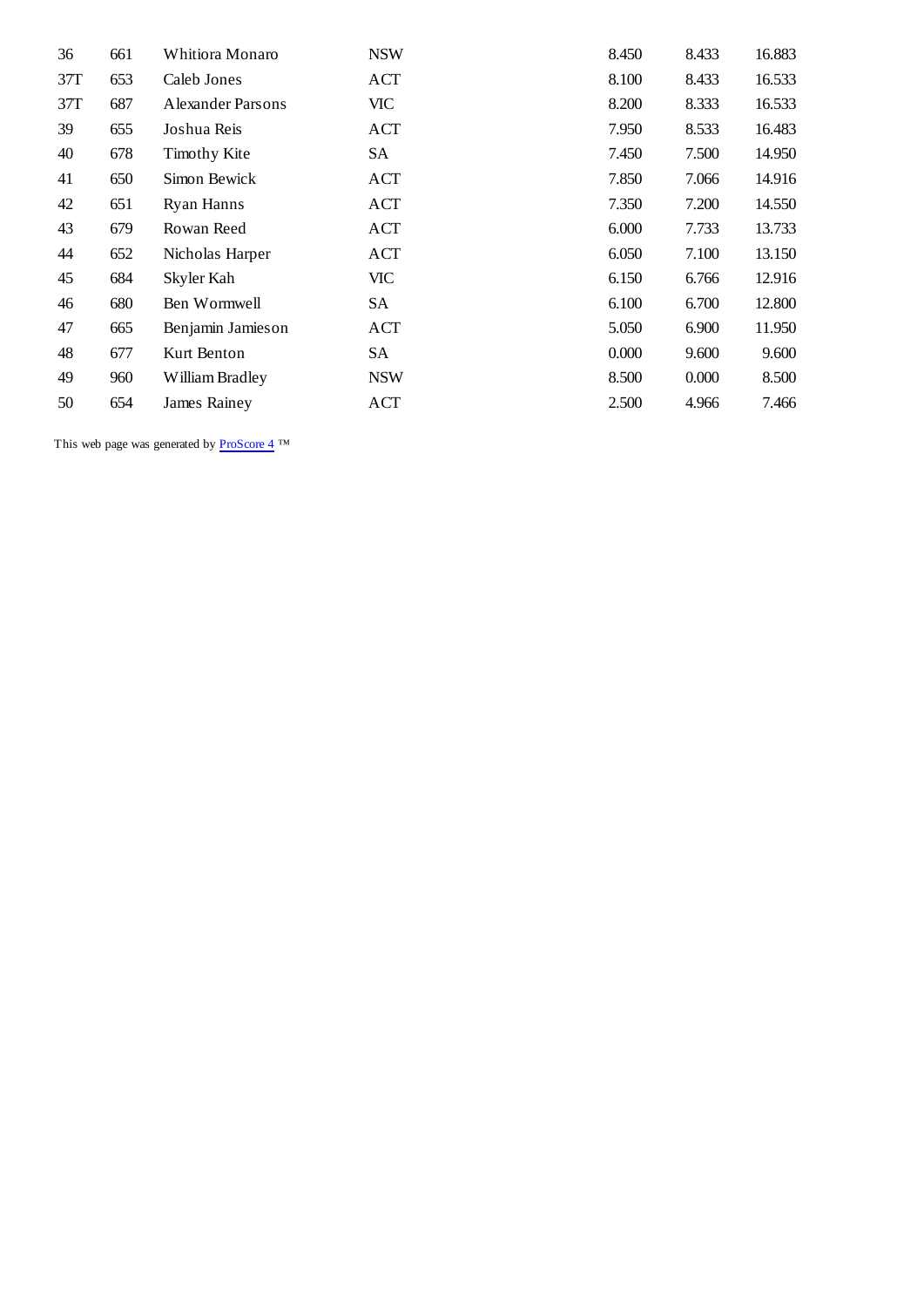| | | | | | | |
|---|---|---|---|---|---|---|
| 36 | 661 | Whitiora Monaro | NSW | 8.450 | 8.433 | 16.883 |
| 37T | 653 | Caleb Jones | ACT | 8.100 | 8.433 | 16.533 |
| 37T | 687 | Alexander Parsons | VIC | 8.200 | 8.333 | 16.533 |
| 39 | 655 | Joshua Reis | ACT | 7.950 | 8.533 | 16.483 |
| 40 | 678 | Timothy Kite | SA | 7.450 | 7.500 | 14.950 |
| 41 | 650 | Simon Bewick | ACT | 7.850 | 7.066 | 14.916 |
| 42 | 651 | Ryan Hanns | ACT | 7.350 | 7.200 | 14.550 |
| 43 | 679 | Rowan Reed | ACT | 6.000 | 7.733 | 13.733 |
| 44 | 652 | Nicholas Harper | ACT | 6.050 | 7.100 | 13.150 |
| 45 | 684 | Skyler Kah | VIC | 6.150 | 6.766 | 12.916 |
| 46 | 680 | Ben Wormwell | SA | 6.100 | 6.700 | 12.800 |
| 47 | 665 | Benjamin Jamieson | ACT | 5.050 | 6.900 | 11.950 |
| 48 | 677 | Kurt Benton | SA | 0.000 | 9.600 | 9.600 |
| 49 | 960 | William Bradley | NSW | 8.500 | 0.000 | 8.500 |
| 50 | 654 | James Rainey | ACT | 2.500 | 4.966 | 7.466 |

This web page was generated by ProScore 4 ™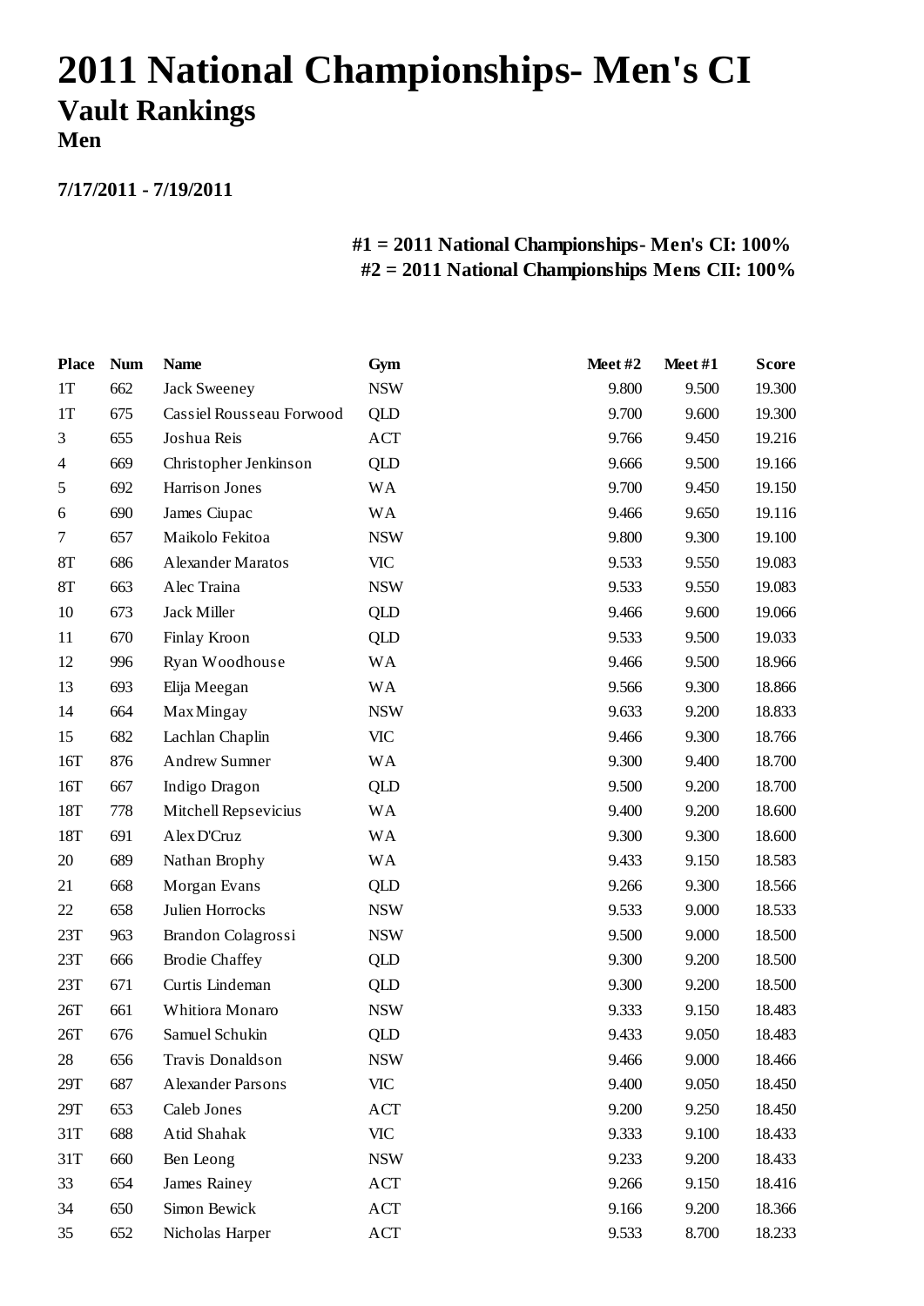# 2011 National Championships- Men's CI

## Vault Rankings

### Men

**7/17/2011 - 7/19/2011**

**#1 = 2011 National Championships- Men's CI: 100%**
**#2 = 2011 National Championships Mens CII: 100%**

| Place | Num | Name | Gym | Meet #2 | Meet #1 | Score |
|---|---|---|---|---|---|---|
| 1T | 662 | Jack Sweeney | NSW | 9.800 | 9.500 | 19.300 |
| 1T | 675 | Cassiel Rousseau Forwood | QLD | 9.700 | 9.600 | 19.300 |
| 3 | 655 | Joshua Reis | ACT | 9.766 | 9.450 | 19.216 |
| 4 | 669 | Christopher Jenkinson | QLD | 9.666 | 9.500 | 19.166 |
| 5 | 692 | Harrison Jones | WA | 9.700 | 9.450 | 19.150 |
| 6 | 690 | James Ciupac | WA | 9.466 | 9.650 | 19.116 |
| 7 | 657 | Maikolo Fekitoa | NSW | 9.800 | 9.300 | 19.100 |
| 8T | 686 | Alexander Maratos | VIC | 9.533 | 9.550 | 19.083 |
| 8T | 663 | Alec Traina | NSW | 9.533 | 9.550 | 19.083 |
| 10 | 673 | Jack Miller | QLD | 9.466 | 9.600 | 19.066 |
| 11 | 670 | Finlay Kroon | QLD | 9.533 | 9.500 | 19.033 |
| 12 | 996 | Ryan Woodhouse | WA | 9.466 | 9.500 | 18.966 |
| 13 | 693 | Elija Meegan | WA | 9.566 | 9.300 | 18.866 |
| 14 | 664 | Max Mingay | NSW | 9.633 | 9.200 | 18.833 |
| 15 | 682 | Lachlan Chaplin | VIC | 9.466 | 9.300 | 18.766 |
| 16T | 876 | Andrew Sumner | WA | 9.300 | 9.400 | 18.700 |
| 16T | 667 | Indigo Dragon | QLD | 9.500 | 9.200 | 18.700 |
| 18T | 778 | Mitchell Repsevicius | WA | 9.400 | 9.200 | 18.600 |
| 18T | 691 | Alex D'Cruz | WA | 9.300 | 9.300 | 18.600 |
| 20 | 689 | Nathan Brophy | WA | 9.433 | 9.150 | 18.583 |
| 21 | 668 | Morgan Evans | QLD | 9.266 | 9.300 | 18.566 |
| 22 | 658 | Julien Horrocks | NSW | 9.533 | 9.000 | 18.533 |
| 23T | 963 | Brandon Colagrossi | NSW | 9.500 | 9.000 | 18.500 |
| 23T | 666 | Brodie Chaffey | QLD | 9.300 | 9.200 | 18.500 |
| 23T | 671 | Curtis Lindeman | QLD | 9.300 | 9.200 | 18.500 |
| 26T | 661 | Whitiora Monaro | NSW | 9.333 | 9.150 | 18.483 |
| 26T | 676 | Samuel Schukin | QLD | 9.433 | 9.050 | 18.483 |
| 28 | 656 | Travis Donaldson | NSW | 9.466 | 9.000 | 18.466 |
| 29T | 687 | Alexander Parsons | VIC | 9.400 | 9.050 | 18.450 |
| 29T | 653 | Caleb Jones | ACT | 9.200 | 9.250 | 18.450 |
| 31T | 688 | Atid Shahak | VIC | 9.333 | 9.100 | 18.433 |
| 31T | 660 | Ben Leong | NSW | 9.233 | 9.200 | 18.433 |
| 33 | 654 | James Rainey | ACT | 9.266 | 9.150 | 18.416 |
| 34 | 650 | Simon Bewick | ACT | 9.166 | 9.200 | 18.366 |
| 35 | 652 | Nicholas Harper | ACT | 9.533 | 8.700 | 18.233 |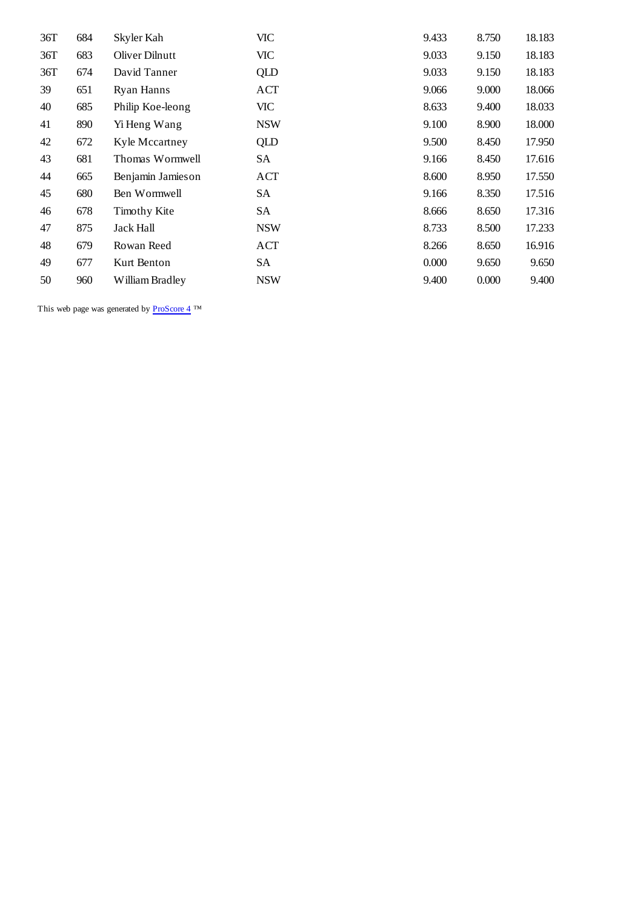| | | | | | | |
|---|---|---|---|---|---|---|
| 36T | 684 | Skyler Kah | VIC | 9.433 | 8.750 | 18.183 |
| 36T | 683 | Oliver Dilnutt | VIC | 9.033 | 9.150 | 18.183 |
| 36T | 674 | David Tanner | QLD | 9.033 | 9.150 | 18.183 |
| 39 | 651 | Ryan Hanns | ACT | 9.066 | 9.000 | 18.066 |
| 40 | 685 | Philip Koe-leong | VIC | 8.633 | 9.400 | 18.033 |
| 41 | 890 | Yi Heng Wang | NSW | 9.100 | 8.900 | 18.000 |
| 42 | 672 | Kyle Mccartney | QLD | 9.500 | 8.450 | 17.950 |
| 43 | 681 | Thomas Wormwell | SA | 9.166 | 8.450 | 17.616 |
| 44 | 665 | Benjamin Jamieson | ACT | 8.600 | 8.950 | 17.550 |
| 45 | 680 | Ben Wormwell | SA | 9.166 | 8.350 | 17.516 |
| 46 | 678 | Timothy Kite | SA | 8.666 | 8.650 | 17.316 |
| 47 | 875 | Jack Hall | NSW | 8.733 | 8.500 | 17.233 |
| 48 | 679 | Rowan Reed | ACT | 8.266 | 8.650 | 16.916 |
| 49 | 677 | Kurt Benton | SA | 0.000 | 9.650 | 9.650 |
| 50 | 960 | William Bradley | NSW | 9.400 | 0.000 | 9.400 |

This web page was generated by ProScore 4 ™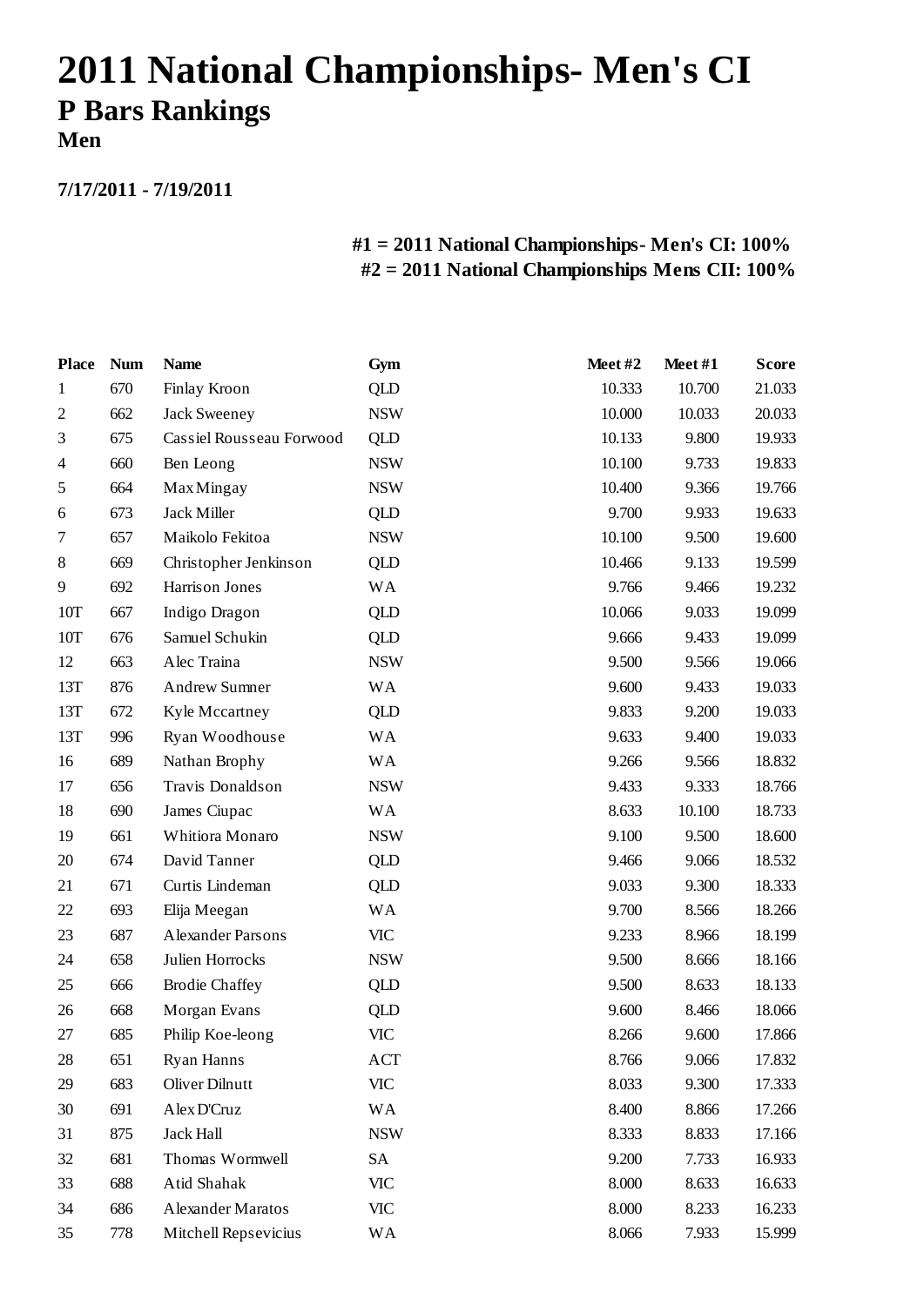# 2011 National Championships- Men's CI

## P Bars Rankings

### Men

**7/17/2011 - 7/19/2011**

**#1 = 2011 National Championships- Men's CI: 100%**
**#2 = 2011 National Championships Mens CII: 100%**

| Place | Num | Name | Gym | Meet #2 | Meet #1 | Score |
|---|---|---|---|---|---|---|
| 1 | 670 | Finlay Kroon | QLD | 10.333 | 10.700 | 21.033 |
| 2 | 662 | Jack Sweeney | NSW | 10.000 | 10.033 | 20.033 |
| 3 | 675 | Cassiel Rousseau Forwood | QLD | 10.133 | 9.800 | 19.933 |
| 4 | 660 | Ben Leong | NSW | 10.100 | 9.733 | 19.833 |
| 5 | 664 | Max Mingay | NSW | 10.400 | 9.366 | 19.766 |
| 6 | 673 | Jack Miller | QLD | 9.700 | 9.933 | 19.633 |
| 7 | 657 | Maikolo Fekitoa | NSW | 10.100 | 9.500 | 19.600 |
| 8 | 669 | Christopher Jenkinson | QLD | 10.466 | 9.133 | 19.599 |
| 9 | 692 | Harrison Jones | WA | 9.766 | 9.466 | 19.232 |
| 10T | 667 | Indigo Dragon | QLD | 10.066 | 9.033 | 19.099 |
| 10T | 676 | Samuel Schukin | QLD | 9.666 | 9.433 | 19.099 |
| 12 | 663 | Alec Traina | NSW | 9.500 | 9.566 | 19.066 |
| 13T | 876 | Andrew Sumner | WA | 9.600 | 9.433 | 19.033 |
| 13T | 672 | Kyle Mccartney | QLD | 9.833 | 9.200 | 19.033 |
| 13T | 996 | Ryan Woodhouse | WA | 9.633 | 9.400 | 19.033 |
| 16 | 689 | Nathan Brophy | WA | 9.266 | 9.566 | 18.832 |
| 17 | 656 | Travis Donaldson | NSW | 9.433 | 9.333 | 18.766 |
| 18 | 690 | James Ciupac | WA | 8.633 | 10.100 | 18.733 |
| 19 | 661 | Whitiora Monaro | NSW | 9.100 | 9.500 | 18.600 |
| 20 | 674 | David Tanner | QLD | 9.466 | 9.066 | 18.532 |
| 21 | 671 | Curtis Lindeman | QLD | 9.033 | 9.300 | 18.333 |
| 22 | 693 | Elija Meegan | WA | 9.700 | 8.566 | 18.266 |
| 23 | 687 | Alexander Parsons | VIC | 9.233 | 8.966 | 18.199 |
| 24 | 658 | Julien Horrocks | NSW | 9.500 | 8.666 | 18.166 |
| 25 | 666 | Brodie Chaffey | QLD | 9.500 | 8.633 | 18.133 |
| 26 | 668 | Morgan Evans | QLD | 9.600 | 8.466 | 18.066 |
| 27 | 685 | Philip Koe-leong | VIC | 8.266 | 9.600 | 17.866 |
| 28 | 651 | Ryan Hanns | ACT | 8.766 | 9.066 | 17.832 |
| 29 | 683 | Oliver Dilnutt | VIC | 8.033 | 9.300 | 17.333 |
| 30 | 691 | Alex D'Cruz | WA | 8.400 | 8.866 | 17.266 |
| 31 | 875 | Jack Hall | NSW | 8.333 | 8.833 | 17.166 |
| 32 | 681 | Thomas Wormwell | SA | 9.200 | 7.733 | 16.933 |
| 33 | 688 | Atid Shahak | VIC | 8.000 | 8.633 | 16.633 |
| 34 | 686 | Alexander Maratos | VIC | 8.000 | 8.233 | 16.233 |
| 35 | 778 | Mitchell Repsevicius | WA | 8.066 | 7.933 | 15.999 |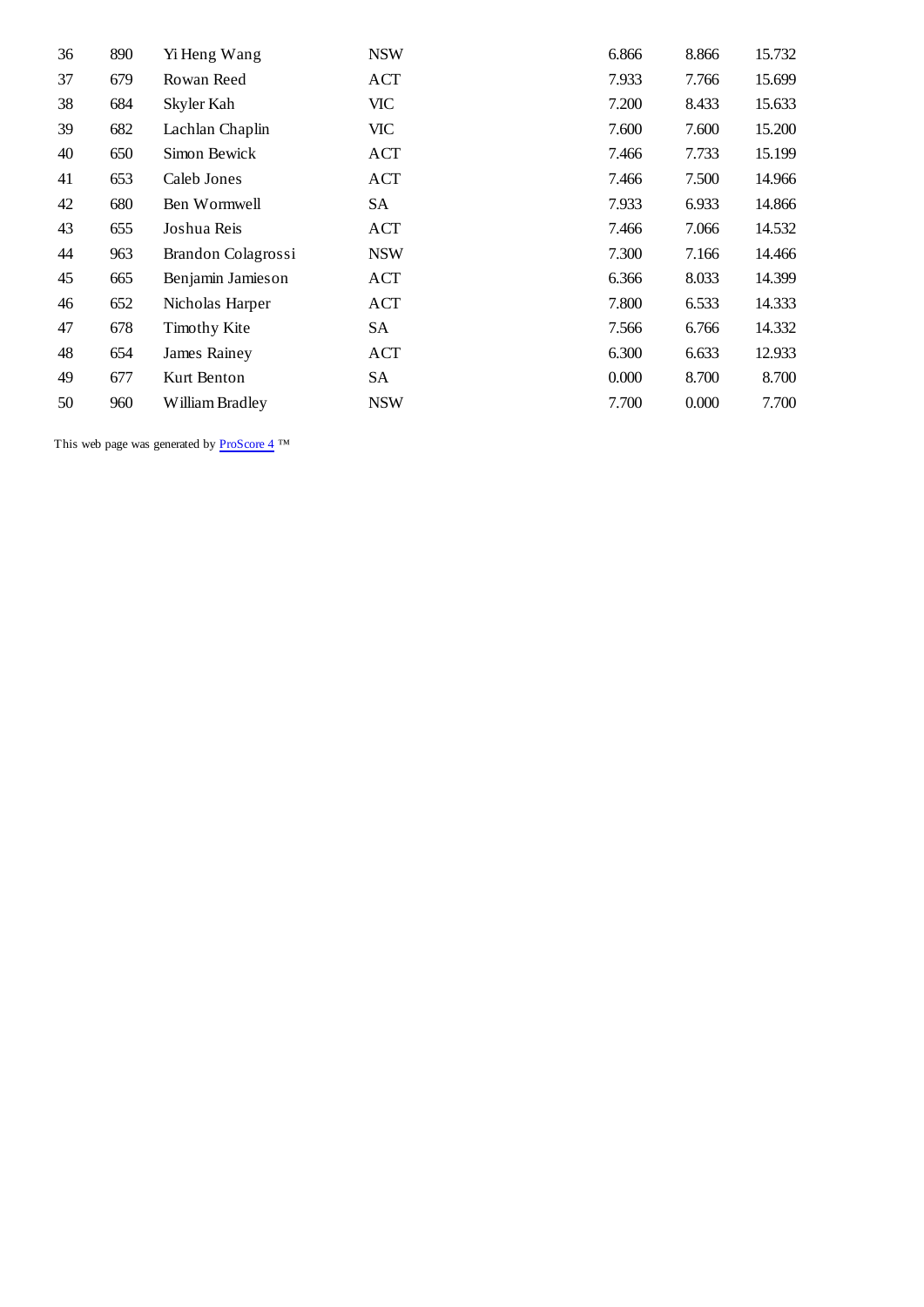| | | | | | | |
|---|---|---|---|---|---|---|
| 36 | 890 | Yi Heng Wang | NSW | 6.866 | 8.866 | 15.732 |
| 37 | 679 | Rowan Reed | ACT | 7.933 | 7.766 | 15.699 |
| 38 | 684 | Skyler Kah | VIC | 7.200 | 8.433 | 15.633 |
| 39 | 682 | Lachlan Chaplin | VIC | 7.600 | 7.600 | 15.200 |
| 40 | 650 | Simon Bewick | ACT | 7.466 | 7.733 | 15.199 |
| 41 | 653 | Caleb Jones | ACT | 7.466 | 7.500 | 14.966 |
| 42 | 680 | Ben Wormwell | SA | 7.933 | 6.933 | 14.866 |
| 43 | 655 | Joshua Reis | ACT | 7.466 | 7.066 | 14.532 |
| 44 | 963 | Brandon Colagrossi | NSW | 7.300 | 7.166 | 14.466 |
| 45 | 665 | Benjamin Jamieson | ACT | 6.366 | 8.033 | 14.399 |
| 46 | 652 | Nicholas Harper | ACT | 7.800 | 6.533 | 14.333 |
| 47 | 678 | Timothy Kite | SA | 7.566 | 6.766 | 14.332 |
| 48 | 654 | James Rainey | ACT | 6.300 | 6.633 | 12.933 |
| 49 | 677 | Kurt Benton | SA | 0.000 | 8.700 | 8.700 |
| 50 | 960 | William Bradley | NSW | 7.700 | 0.000 | 7.700 |

This web page was generated by ProScore 4 ™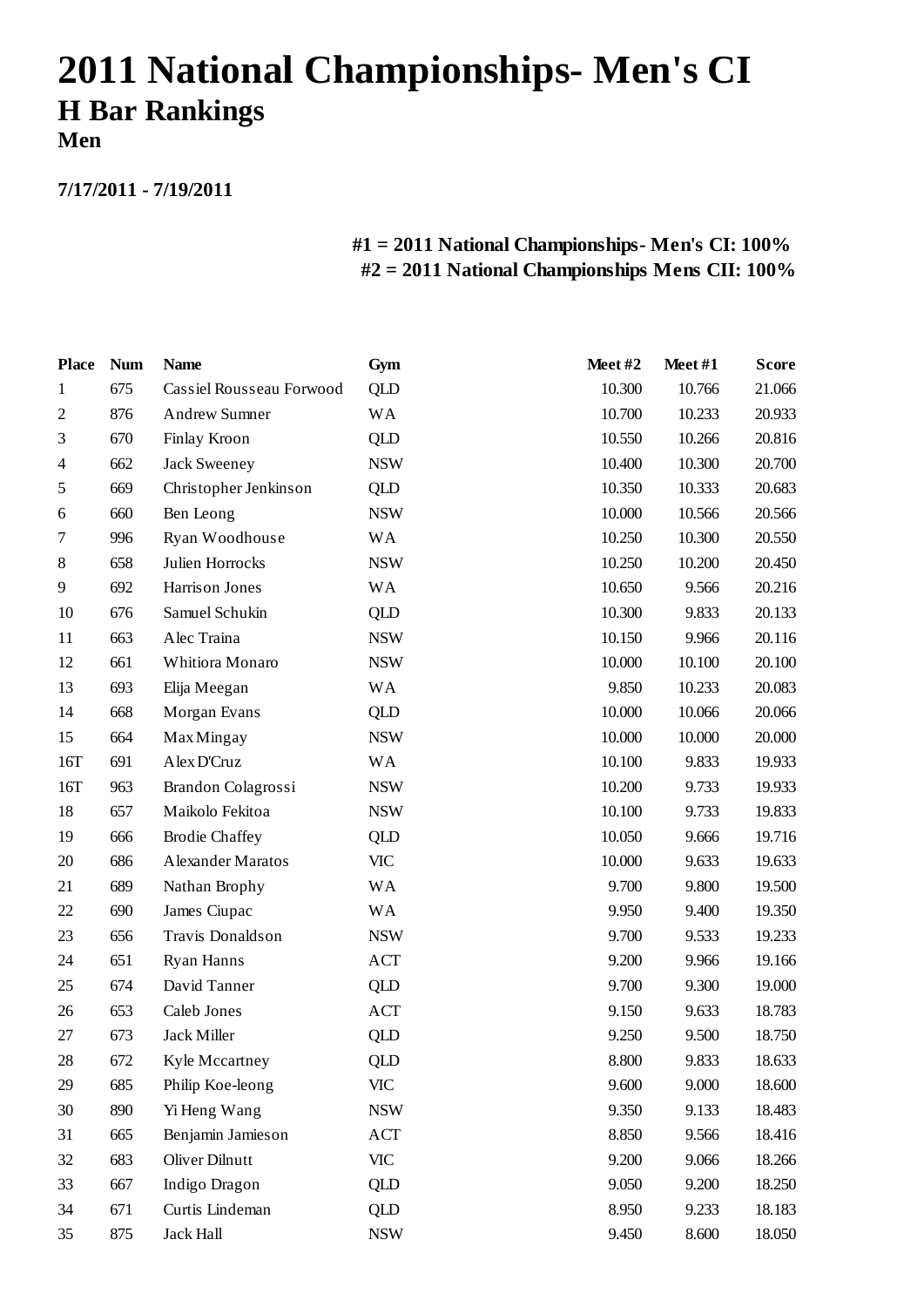# 2011 National Championships- Men's CI

## H Bar Rankings

### Men

**7/17/2011 - 7/19/2011**

**#1 = 2011 National Championships- Men's CI: 100%**
**#2 = 2011 National Championships Mens CII: 100%**

| Place | Num | Name | Gym | Meet #2 | Meet #1 | Score |
|---|---|---|---|---|---|---|
| 1 | 675 | Cassiel Rousseau Forwood | QLD | 10.300 | 10.766 | 21.066 |
| 2 | 876 | Andrew Sumner | WA | 10.700 | 10.233 | 20.933 |
| 3 | 670 | Finlay Kroon | QLD | 10.550 | 10.266 | 20.816 |
| 4 | 662 | Jack Sweeney | NSW | 10.400 | 10.300 | 20.700 |
| 5 | 669 | Christopher Jenkinson | QLD | 10.350 | 10.333 | 20.683 |
| 6 | 660 | Ben Leong | NSW | 10.000 | 10.566 | 20.566 |
| 7 | 996 | Ryan Woodhouse | WA | 10.250 | 10.300 | 20.550 |
| 8 | 658 | Julien Horrocks | NSW | 10.250 | 10.200 | 20.450 |
| 9 | 692 | Harrison Jones | WA | 10.650 | 9.566 | 20.216 |
| 10 | 676 | Samuel Schukin | QLD | 10.300 | 9.833 | 20.133 |
| 11 | 663 | Alec Traina | NSW | 10.150 | 9.966 | 20.116 |
| 12 | 661 | Whitiora Monaro | NSW | 10.000 | 10.100 | 20.100 |
| 13 | 693 | Elija Meegan | WA | 9.850 | 10.233 | 20.083 |
| 14 | 668 | Morgan Evans | QLD | 10.000 | 10.066 | 20.066 |
| 15 | 664 | Max Mingay | NSW | 10.000 | 10.000 | 20.000 |
| 16T | 691 | Alex D'Cruz | WA | 10.100 | 9.833 | 19.933 |
| 16T | 963 | Brandon Colagrossi | NSW | 10.200 | 9.733 | 19.933 |
| 18 | 657 | Maikolo Fekitoa | NSW | 10.100 | 9.733 | 19.833 |
| 19 | 666 | Brodie Chaffey | QLD | 10.050 | 9.666 | 19.716 |
| 20 | 686 | Alexander Maratos | VIC | 10.000 | 9.633 | 19.633 |
| 21 | 689 | Nathan Brophy | WA | 9.700 | 9.800 | 19.500 |
| 22 | 690 | James Ciupac | WA | 9.950 | 9.400 | 19.350 |
| 23 | 656 | Travis Donaldson | NSW | 9.700 | 9.533 | 19.233 |
| 24 | 651 | Ryan Hanns | ACT | 9.200 | 9.966 | 19.166 |
| 25 | 674 | David Tanner | QLD | 9.700 | 9.300 | 19.000 |
| 26 | 653 | Caleb Jones | ACT | 9.150 | 9.633 | 18.783 |
| 27 | 673 | Jack Miller | QLD | 9.250 | 9.500 | 18.750 |
| 28 | 672 | Kyle Mccartney | QLD | 8.800 | 9.833 | 18.633 |
| 29 | 685 | Philip Koe-leong | VIC | 9.600 | 9.000 | 18.600 |
| 30 | 890 | Yi Heng Wang | NSW | 9.350 | 9.133 | 18.483 |
| 31 | 665 | Benjamin Jamieson | ACT | 8.850 | 9.566 | 18.416 |
| 32 | 683 | Oliver Dilnutt | VIC | 9.200 | 9.066 | 18.266 |
| 33 | 667 | Indigo Dragon | QLD | 9.050 | 9.200 | 18.250 |
| 34 | 671 | Curtis Lindeman | QLD | 8.950 | 9.233 | 18.183 |
| 35 | 875 | Jack Hall | NSW | 9.450 | 8.600 | 18.050 |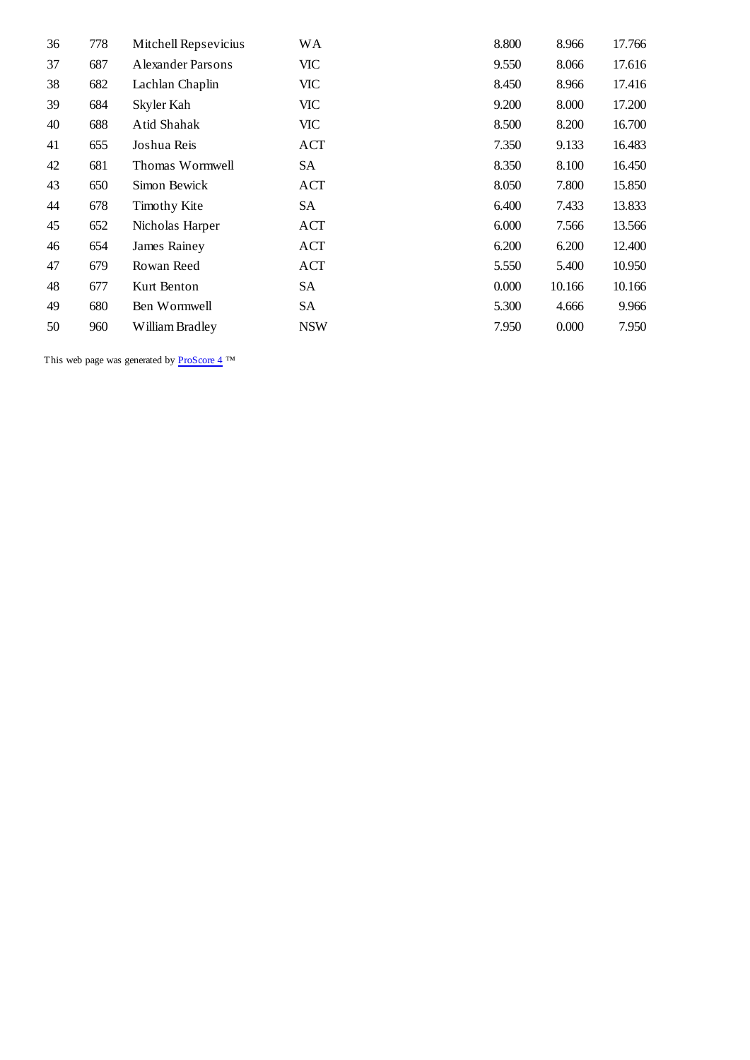| | | | | | | |
|---|---|---|---|---|---|---|
| 36 | 778 | Mitchell Repsevicius | WA | 8.800 | 8.966 | 17.766 |
| 37 | 687 | Alexander Parsons | VIC | 9.550 | 8.066 | 17.616 |
| 38 | 682 | Lachlan Chaplin | VIC | 8.450 | 8.966 | 17.416 |
| 39 | 684 | Skyler Kah | VIC | 9.200 | 8.000 | 17.200 |
| 40 | 688 | Atid Shahak | VIC | 8.500 | 8.200 | 16.700 |
| 41 | 655 | Joshua Reis | ACT | 7.350 | 9.133 | 16.483 |
| 42 | 681 | Thomas Wormwell | SA | 8.350 | 8.100 | 16.450 |
| 43 | 650 | Simon Bewick | ACT | 8.050 | 7.800 | 15.850 |
| 44 | 678 | Timothy Kite | SA | 6.400 | 7.433 | 13.833 |
| 45 | 652 | Nicholas Harper | ACT | 6.000 | 7.566 | 13.566 |
| 46 | 654 | James Rainey | ACT | 6.200 | 6.200 | 12.400 |
| 47 | 679 | Rowan Reed | ACT | 5.550 | 5.400 | 10.950 |
| 48 | 677 | Kurt Benton | SA | 0.000 | 10.166 | 10.166 |
| 49 | 680 | Ben Wormwell | SA | 5.300 | 4.666 | 9.966 |
| 50 | 960 | William Bradley | NSW | 7.950 | 0.000 | 7.950 |

This web page was generated by ProScore 4 ™